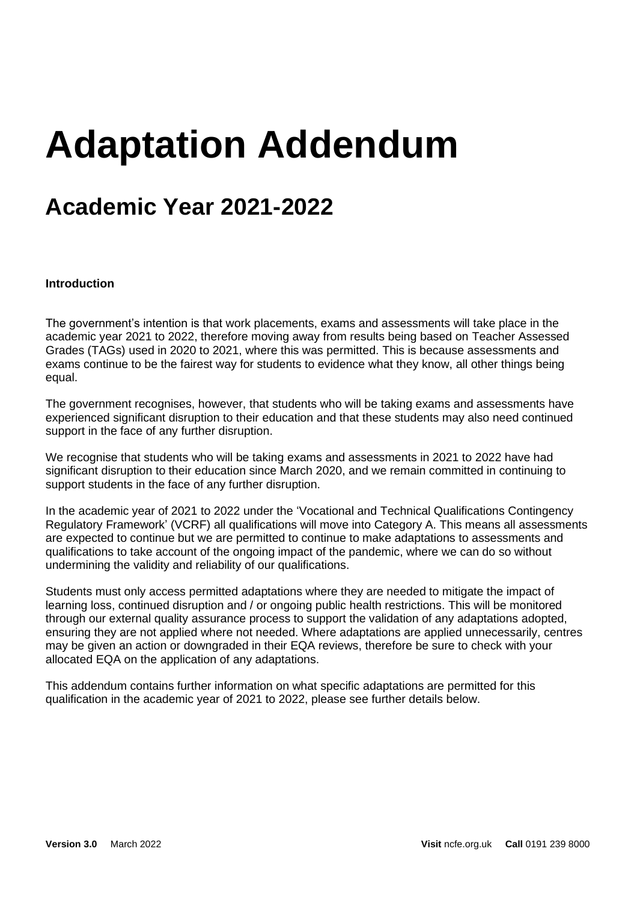# Adaptation Addendum

## Academic Year 2021-2022

**Introduction**

The government's intention is that work placements, exams and assessments will take place in the academic year 2021 to 2022, therefore moving away from results being based on Teacher Assessed Grades (TAGs) used in 2020 to 2021, where this was permitted. This is because assessments and exams continue to be the fairest way for students to evidence what they know, all other things being equal.

The government recognises, however, that students who will be taking exams and assessments have experienced significant disruption to their education and that these students may also need continued support in the face of any further disruption.

We recognise that students who will be taking exams and assessments in 2021 to 2022 have had significant disruption to their education since March 2020, and we remain committed in continuing to support students in the face of any further disruption.

In the academic year of 2021 to 2022 under the 'Vocational and Technical Qualifications Contingency Regulatory Framework' (VCRF) all qualifications will move into Category A. This means all assessments are expected to continue but we are permitted to continue to make adaptations to assessments and qualifications to take account of the ongoing impact of the pandemic, where we can do so without undermining the validity and reliability of our qualifications.

Students must only access permitted adaptations where they are needed to mitigate the impact of learning loss, continued disruption and / or ongoing public health restrictions. This will be monitored through our external quality assurance process to support the validation of any adaptations adopted, ensuring they are not applied where not needed. Where adaptations are applied unnecessarily, centres may be given an action or downgraded in their EQA reviews, therefore be sure to check with your allocated EQA on the application of any adaptations.

This addendum contains further information on what specific adaptations are permitted for this qualification in the academic year of 2021 to 2022, please see further details below.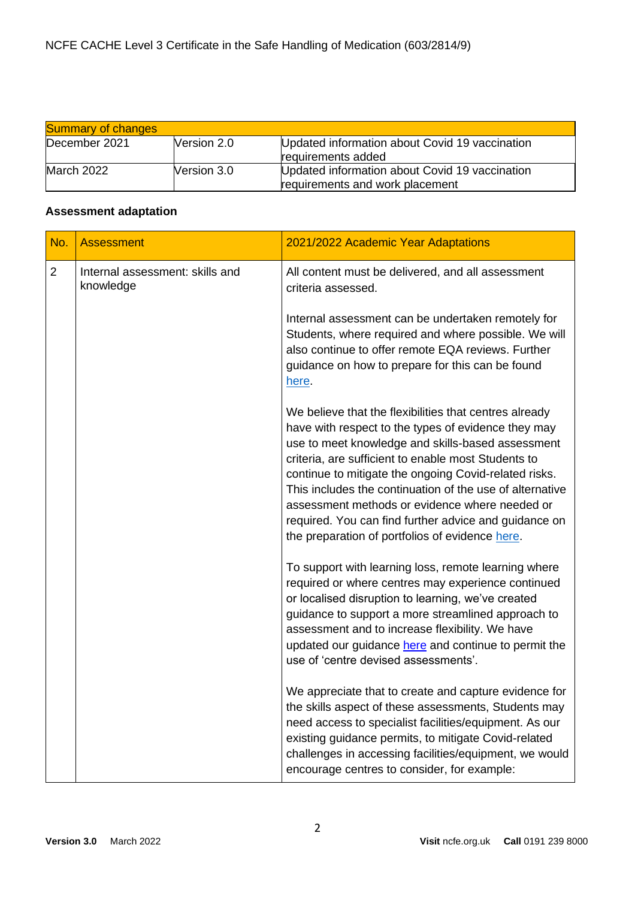| Summary of changes | | |
|---|---|---|
| December 2021 | Version 2.0 | Updated information about Covid 19 vaccination requirements added |
| March 2022 | Version 3.0 | Updated information about Covid 19 vaccination requirements and work placement |

**Assessment adaptation**

| No. | Assessment | 2021/2022 Academic Year Adaptations |
|---|---|---|
| 2 | Internal assessment: skills and knowledge | All content must be delivered, and all assessment criteria assessed.<br><br>Internal assessment can be undertaken remotely for Students, where required and where possible. We will also continue to offer remote EQA reviews. Further guidance on how to prepare for this can be found here.<br><br>We believe that the flexibilities that centres already have with respect to the types of evidence they may use to meet knowledge and skills-based assessment criteria, are sufficient to enable most Students to continue to mitigate the ongoing Covid-related risks. This includes the continuation of the use of alternative assessment methods or evidence where needed or required. You can find further advice and guidance on the preparation of portfolios of evidence here.<br><br>To support with learning loss, remote learning where required or where centres may experience continued or localised disruption to learning, we've created guidance to support a more streamlined approach to assessment and to increase flexibility. We have updated our guidance here and continue to permit the use of 'centre devised assessments'.<br><br>We appreciate that to create and capture evidence for the skills aspect of these assessments, Students may need access to specialist facilities/equipment. As our existing guidance permits, to mitigate Covid-related challenges in accessing facilities/equipment, we would encourage centres to consider, for example: |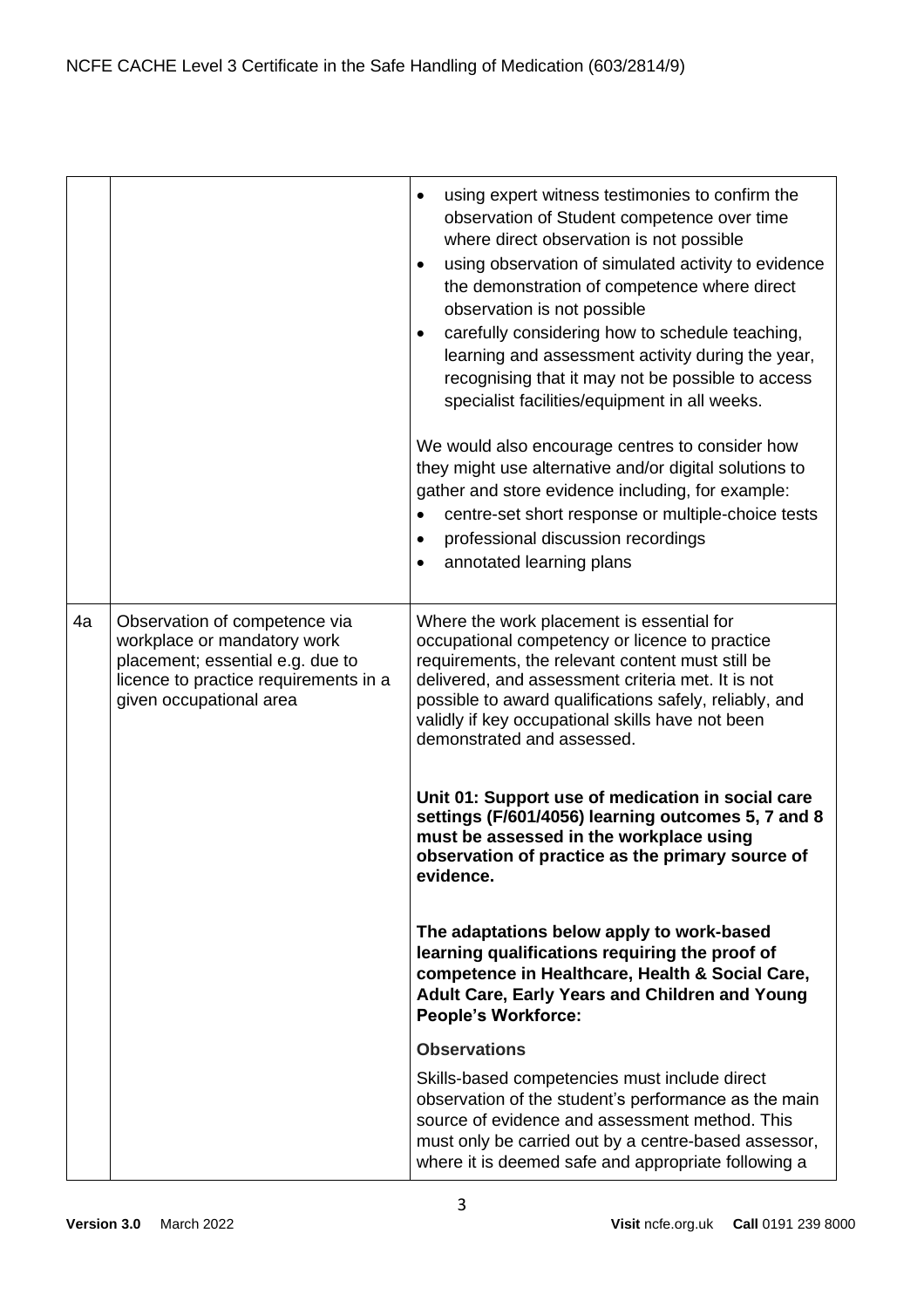| | | |
|---|---|---|
| | | • using expert witness testimonies to confirm the observation of Student competence over time where direct observation is not possible<br>• using observation of simulated activity to evidence the demonstration of competence where direct observation is not possible<br>• carefully considering how to schedule teaching, learning and assessment activity during the year, recognising that it may not be possible to access specialist facilities/equipment in all weeks.<br><br>We would also encourage centres to consider how they might use alternative and/or digital solutions to gather and store evidence including, for example:<br>• centre-set short response or multiple-choice tests<br>• professional discussion recordings<br>• annotated learning plans |
| 4a | Observation of competence via workplace or mandatory work placement; essential e.g. due to licence to practice requirements in a given occupational area | Where the work placement is essential for occupational competency or licence to practice requirements, the relevant content must still be delivered, and assessment criteria met. It is not possible to award qualifications safely, reliably, and validly if key occupational skills have not been demonstrated and assessed.<br><br>**Unit 01: Support use of medication in social care settings (F/601/4056) learning outcomes 5, 7 and 8 must be assessed in the workplace using observation of practice as the primary source of evidence.**<br><br>**The adaptations below apply to work-based learning qualifications requiring the proof of competence in Healthcare, Health & Social Care, Adult Care, Early Years and Children and Young People's Workforce:**<br><br>**Observations**<br><br>Skills-based competencies must include direct observation of the student's performance as the main source of evidence and assessment method. This must only be carried out by a centre-based assessor, where it is deemed safe and appropriate following a |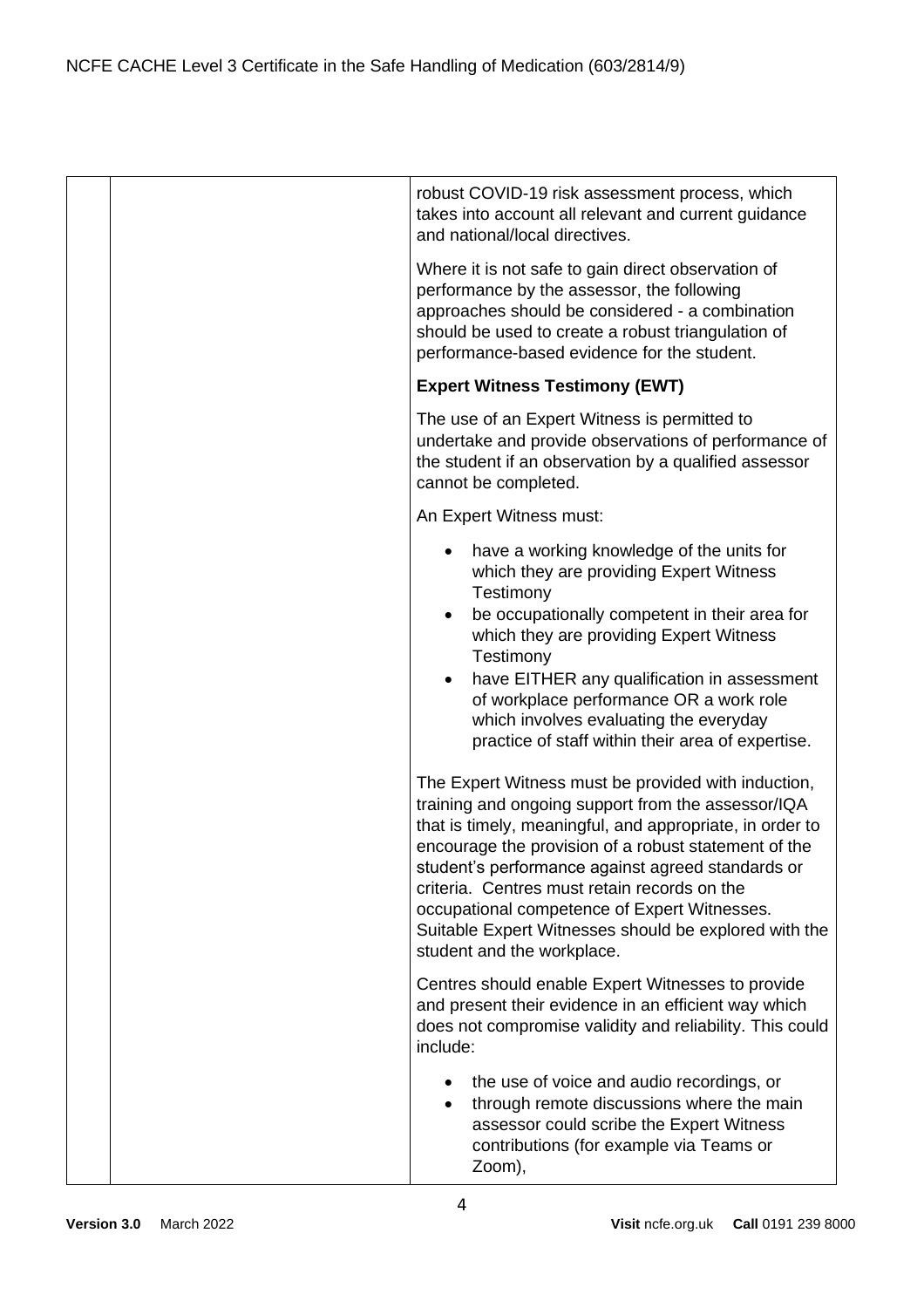| | | |
|---|---|---|
| | | robust COVID-19 risk assessment process, which takes into account all relevant and current guidance and national/local directives.<br><br>Where it is not safe to gain direct observation of performance by the assessor, the following approaches should be considered - a combination should be used to create a robust triangulation of performance-based evidence for the student.<br><br>**Expert Witness Testimony (EWT)**<br><br>The use of an Expert Witness is permitted to undertake and provide observations of performance of the student if an observation by a qualified assessor cannot be completed.<br><br>An Expert Witness must:<br><br>• have a working knowledge of the units for which they are providing Expert Witness Testimony<br>• be occupationally competent in their area for which they are providing Expert Witness Testimony<br>• have EITHER any qualification in assessment of workplace performance OR a work role which involves evaluating the everyday practice of staff within their area of expertise.<br><br>The Expert Witness must be provided with induction, training and ongoing support from the assessor/IQA that is timely, meaningful, and appropriate, in order to encourage the provision of a robust statement of the student's performance against agreed standards or criteria. Centres must retain records on the occupational competence of Expert Witnesses. Suitable Expert Witnesses should be explored with the student and the workplace.<br><br>Centres should enable Expert Witnesses to provide and present their evidence in an efficient way which does not compromise validity and reliability. This could include:<br><br>• the use of voice and audio recordings, or<br>• through remote discussions where the main assessor could scribe the Expert Witness contributions (for example via Teams or Zoom), |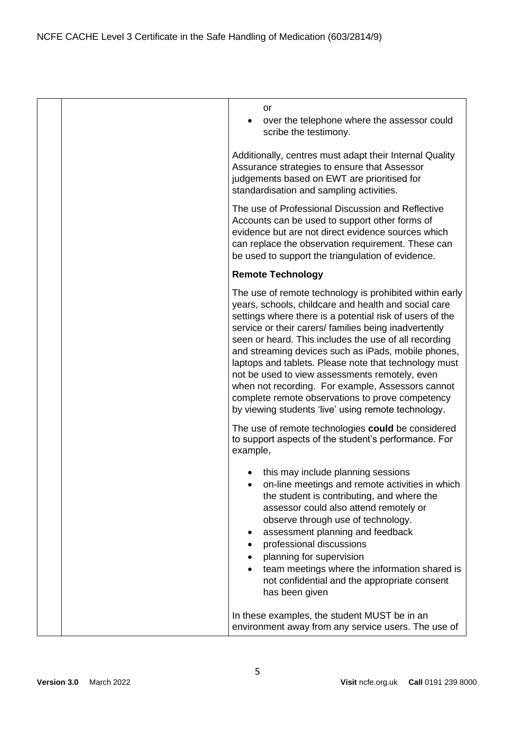| | | or<br>• over the telephone where the assessor could scribe the testimony.<br><br>Additionally, centres must adapt their Internal Quality Assurance strategies to ensure that Assessor judgements based on EWT are prioritised for standardisation and sampling activities.<br><br>The use of Professional Discussion and Reflective Accounts can be used to support other forms of evidence but are not direct evidence sources which can replace the observation requirement. These can be used to support the triangulation of evidence.<br><br>**Remote Technology**<br><br>The use of remote technology is prohibited within early years, schools, childcare and health and social care settings where there is a potential risk of users of the service or their carers/ families being inadvertently seen or heard. This includes the use of all recording and streaming devices such as iPads, mobile phones, laptops and tablets. Please note that technology must not be used to view assessments remotely, even when not recording. For example, Assessors cannot complete remote observations to prove competency by viewing students 'live' using remote technology.<br><br>The use of remote technologies **could** be considered to support aspects of the student's performance. For example,<br><br>• this may include planning sessions<br>• on-line meetings and remote activities in which the student is contributing, and where the assessor could also attend remotely or observe through use of technology.<br>• assessment planning and feedback<br>• professional discussions<br>• planning for supervision<br>• team meetings where the information shared is not confidential and the appropriate consent has been given<br><br>In these examples, the student MUST be in an environment away from any service users. The use of |
|---|---|---|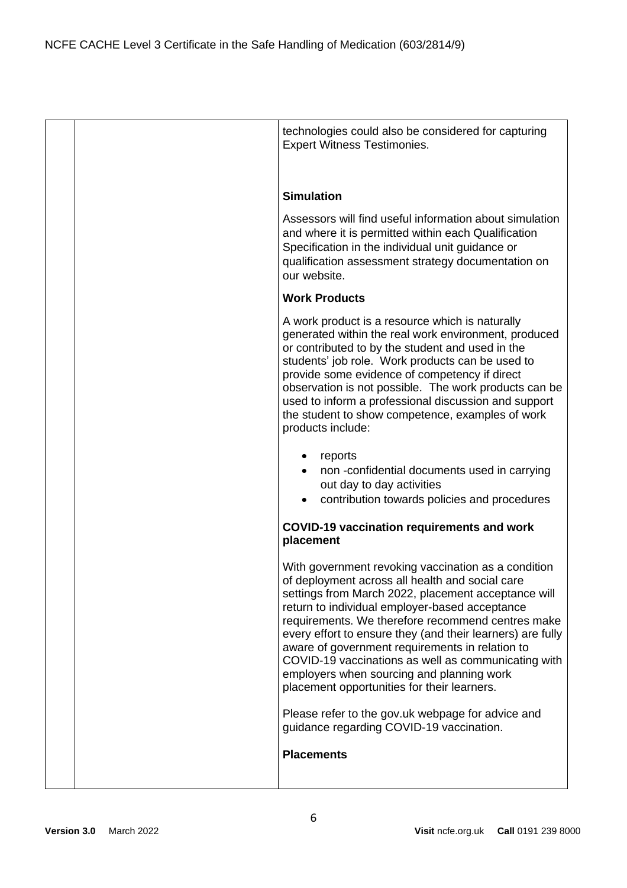technologies could also be considered for capturing Expert Witness Testimonies.

**Simulation**

Assessors will find useful information about simulation and where it is permitted within each Qualification Specification in the individual unit guidance or qualification assessment strategy documentation on our website.

**Work Products**

A work product is a resource which is naturally generated within the real work environment, produced or contributed to by the student and used in the students' job role. Work products can be used to provide some evidence of competency if direct observation is not possible. The work products can be used to inform a professional discussion and support the student to show competence, examples of work products include:

- reports
- non -confidential documents used in carrying out day to day activities
- contribution towards policies and procedures

**COVID-19 vaccination requirements and work placement**

With government revoking vaccination as a condition of deployment across all health and social care settings from March 2022, placement acceptance will return to individual employer-based acceptance requirements. We therefore recommend centres make every effort to ensure they (and their learners) are fully aware of government requirements in relation to COVID-19 vaccinations as well as communicating with employers when sourcing and planning work placement opportunities for their learners.

Please refer to the gov.uk webpage for advice and guidance regarding COVID-19 vaccination.

**Placements**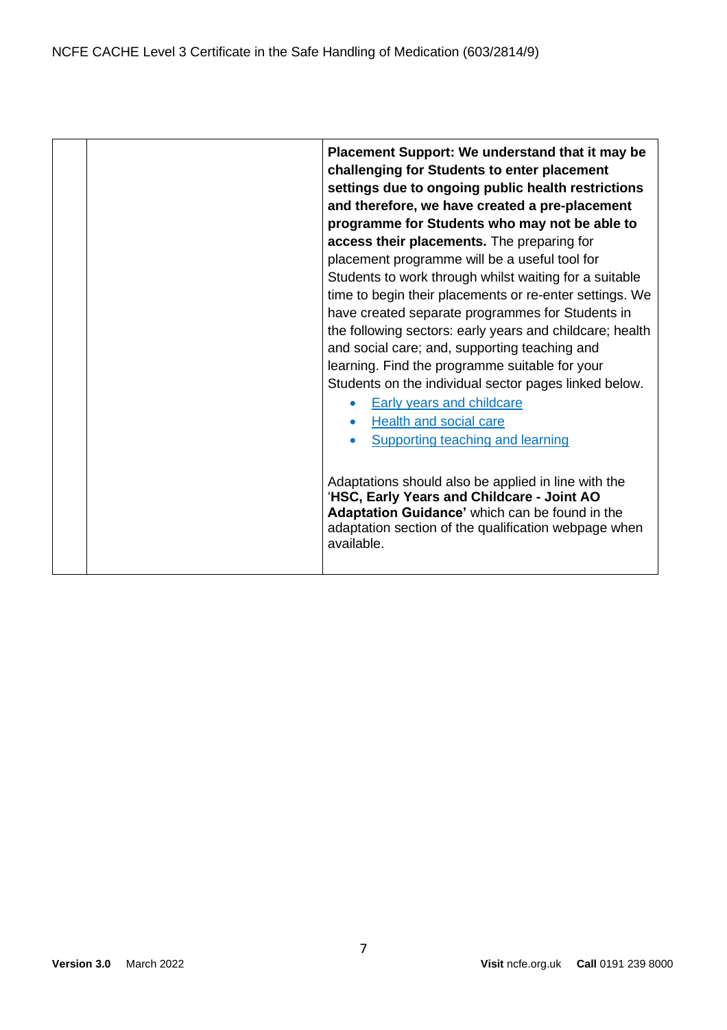| | | **Placement Support: We understand that it may be challenging for Students to enter placement settings due to ongoing public health restrictions and therefore, we have created a pre-placement programme for Students who may not be able to access their placements.** The preparing for placement programme will be a useful tool for Students to work through whilst waiting for a suitable time to begin their placements or re-enter settings. We have created separate programmes for Students in the following sectors: early years and childcare; health and social care; and, supporting teaching and learning. Find the programme suitable for your Students on the individual sector pages linked below.<br>• Early years and childcare<br>• Health and social care<br>• Supporting teaching and learning<br><br>Adaptations should also be applied in line with the '**HSC, Early Years and Childcare - Joint AO Adaptation Guidance'** which can be found in the adaptation section of the qualification webpage when available. |
|---|---|---|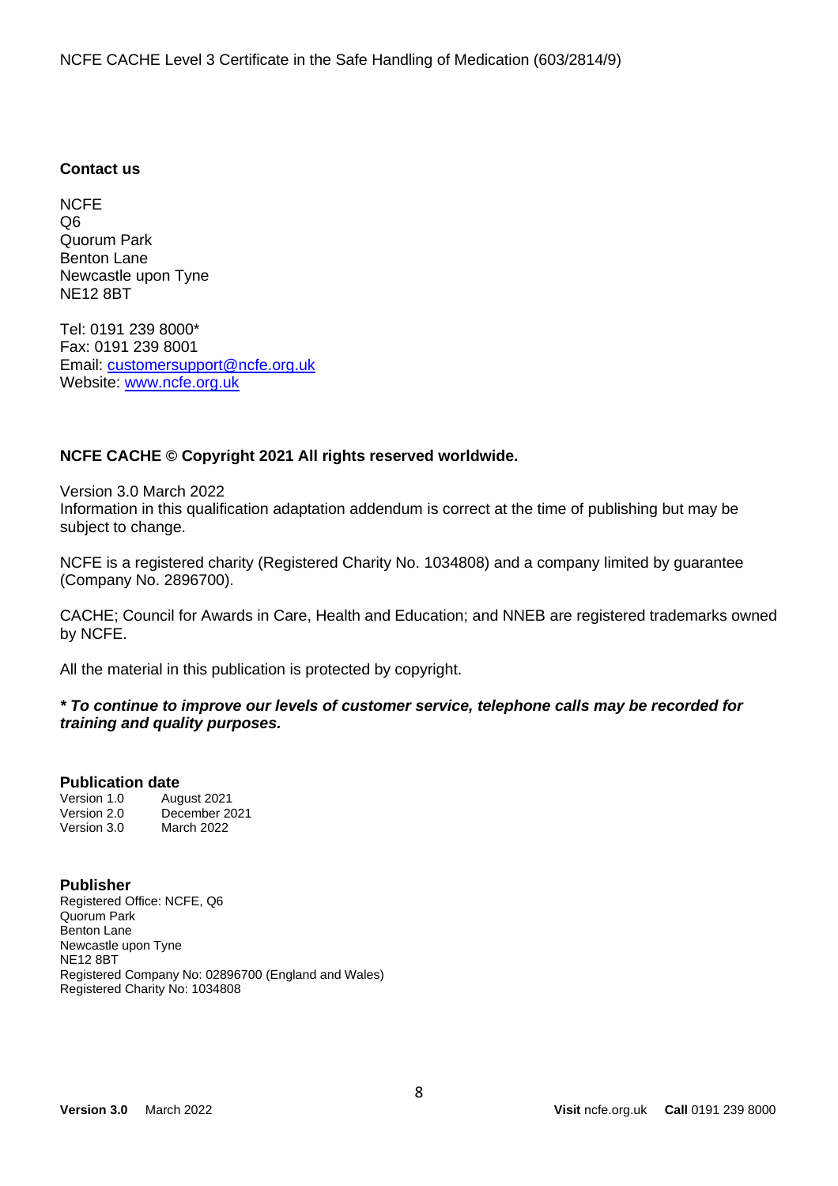**Contact us**

NCFE
Q6
Quorum Park
Benton Lane
Newcastle upon Tyne
NE12 8BT

Tel: 0191 239 8000*
Fax: 0191 239 8001
Email: customersupport@ncfe.org.uk
Website: www.ncfe.org.uk

**NCFE CACHE © Copyright 2021 All rights reserved worldwide.**

Version 3.0 March 2022
Information in this qualification adaptation addendum is correct at the time of publishing but may be subject to change.

NCFE is a registered charity (Registered Charity No. 1034808) and a company limited by guarantee (Company No. 2896700).

CACHE; Council for Awards in Care, Health and Education; and NNEB are registered trademarks owned by NCFE.

All the material in this publication is protected by copyright.

***** ***To continue to improve our levels of customer service, telephone calls may be recorded for training and quality purposes.***

**Publication date**

| | |
|---|---|
| Version 1.0 | August 2021 |
| Version 2.0 | December 2021 |
| Version 3.0 | March 2022 |

**Publisher**
Registered Office: NCFE, Q6
Quorum Park
Benton Lane
Newcastle upon Tyne
NE12 8BT
Registered Company No: 02896700 (England and Wales)
Registered Charity No: 1034808